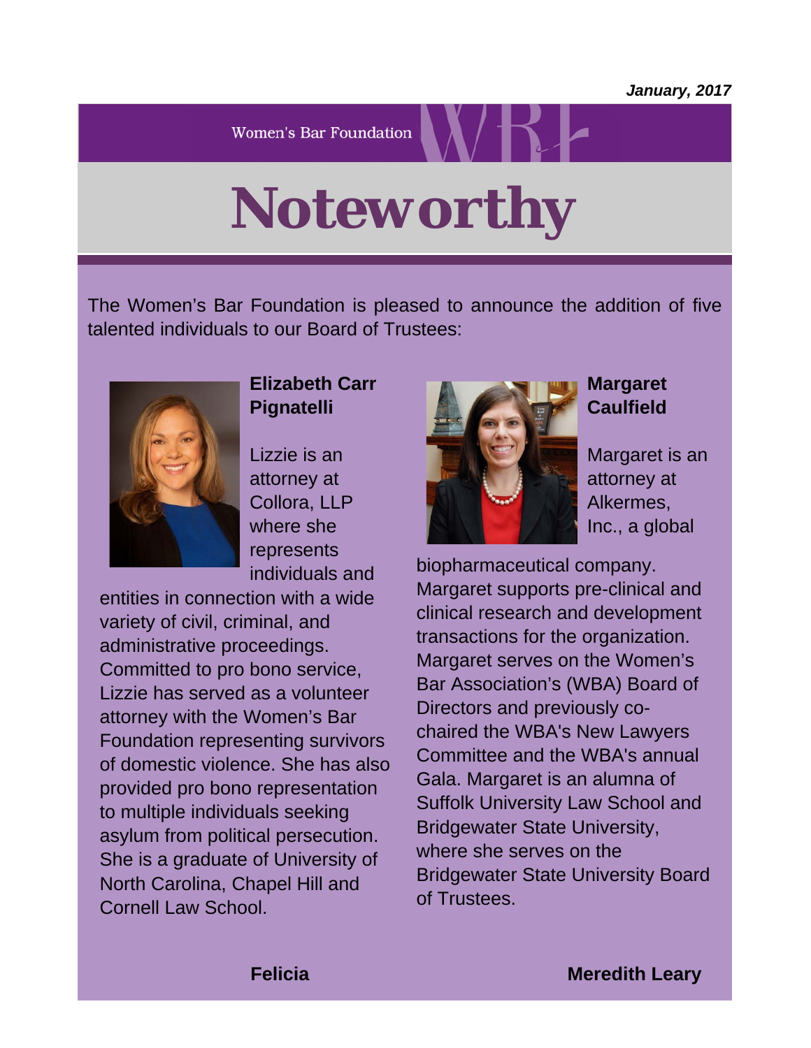*January, 2017*

Women's Bar Foundation

# Noteworthy

The Women's Bar Foundation is pleased to announce the addition of five talented individuals to our Board of Trustees:

**Elizabeth Carr Pignatelli**

Lizzie is an attorney at Collora, LLP where she represents individuals and entities in connection with a wide variety of civil, criminal, and administrative proceedings. Committed to pro bono service, Lizzie has served as a volunteer attorney with the Women's Bar Foundation representing survivors of domestic violence. She has also provided pro bono representation to multiple individuals seeking asylum from political persecution. She is a graduate of University of North Carolina, Chapel Hill and Cornell Law School.

**Margaret Caulfield**

Margaret is an attorney at Alkermes, Inc., a global biopharmaceutical company. Margaret supports pre-clinical and clinical research and development transactions for the organization. Margaret serves on the Women's Bar Association's (WBA) Board of Directors and previously co-chaired the WBA's New Lawyers Committee and the WBA's annual Gala. Margaret is an alumna of Suffolk University Law School and Bridgewater State University, where she serves on the Bridgewater State University Board of Trustees.

**Felicia**

**Meredith Leary**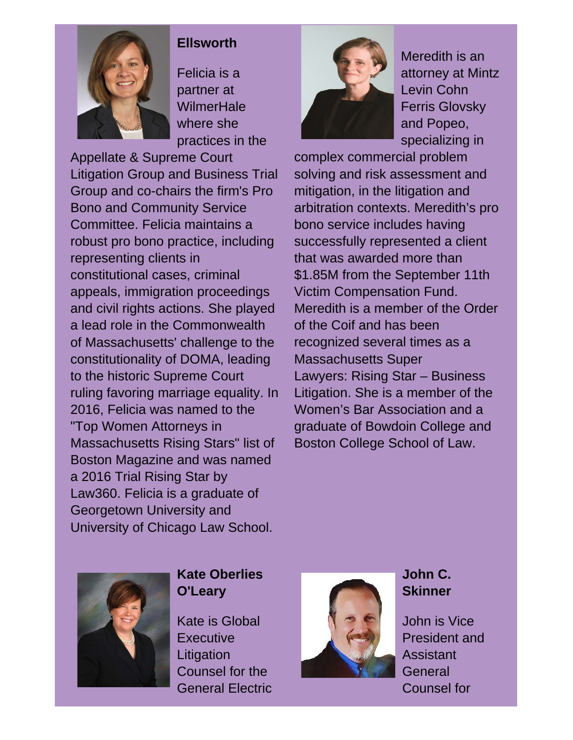**Ellsworth**

Felicia is a partner at WilmerHale where she practices in the Appellate & Supreme Court Litigation Group and Business Trial Group and co-chairs the firm's Pro Bono and Community Service Committee. Felicia maintains a robust pro bono practice, including representing clients in constitutional cases, criminal appeals, immigration proceedings and civil rights actions. She played a lead role in the Commonwealth of Massachusetts' challenge to the constitutionality of DOMA, leading to the historic Supreme Court ruling favoring marriage equality. In 2016, Felicia was named to the "Top Women Attorneys in Massachusetts Rising Stars" list of Boston Magazine and was named a 2016 Trial Rising Star by Law360. Felicia is a graduate of Georgetown University and University of Chicago Law School.

Meredith is an attorney at Mintz Levin Cohn Ferris Glovsky and Popeo, specializing in complex commercial problem solving and risk assessment and mitigation, in the litigation and arbitration contexts. Meredith's pro bono service includes having successfully represented a client that was awarded more than $1.85M from the September 11th Victim Compensation Fund. Meredith is a member of the Order of the Coif and has been recognized several times as a Massachusetts Super Lawyers: Rising Star – Business Litigation. She is a member of the Women's Bar Association and a graduate of Bowdoin College and Boston College School of Law.

**Kate Oberlies O'Leary**

Kate is Global Executive Litigation Counsel for the General Electric

**John C. Skinner**

John is Vice President and Assistant General Counsel for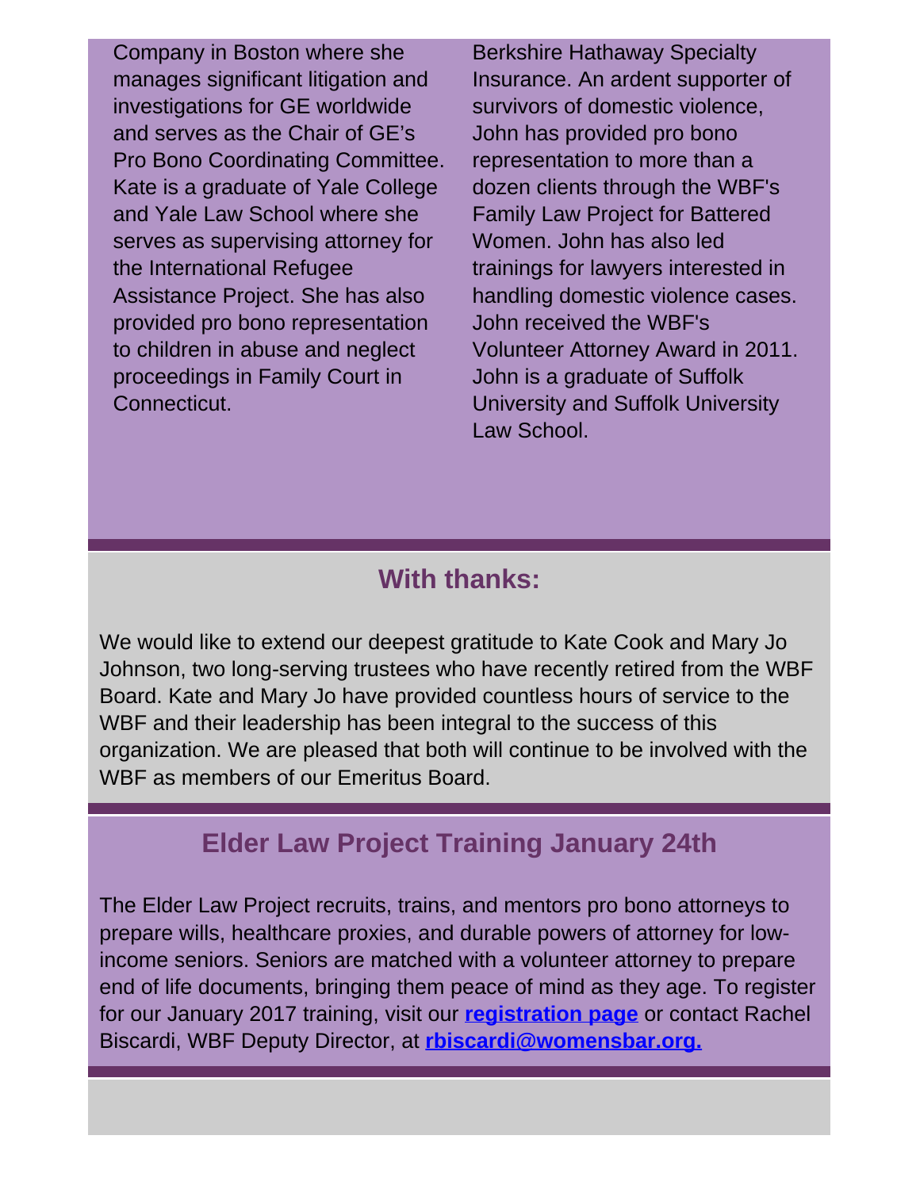Company in Boston where she manages significant litigation and investigations for GE worldwide and serves as the Chair of GE's Pro Bono Coordinating Committee. Kate is a graduate of Yale College and Yale Law School where she serves as supervising attorney for the International Refugee Assistance Project. She has also provided pro bono representation to children in abuse and neglect proceedings in Family Court in Connecticut.

Berkshire Hathaway Specialty Insurance. An ardent supporter of survivors of domestic violence, John has provided pro bono representation to more than a dozen clients through the WBF's Family Law Project for Battered Women. John has also led trainings for lawyers interested in handling domestic violence cases. John received the WBF's Volunteer Attorney Award in 2011. John is a graduate of Suffolk University and Suffolk University Law School.

## With thanks:

We would like to extend our deepest gratitude to Kate Cook and Mary Jo Johnson, two long-serving trustees who have recently retired from the WBF Board. Kate and Mary Jo have provided countless hours of service to the WBF and their leadership has been integral to the success of this organization. We are pleased that both will continue to be involved with the WBF as members of our Emeritus Board.

## Elder Law Project Training January 24th

The Elder Law Project recruits, trains, and mentors pro bono attorneys to prepare wills, healthcare proxies, and durable powers of attorney for low-income seniors. Seniors are matched with a volunteer attorney to prepare end of life documents, bringing them peace of mind as they age. To register for our January 2017 training, visit our **registration page** or contact Rachel Biscardi, WBF Deputy Director, at **rbiscardi@womensbar.org.**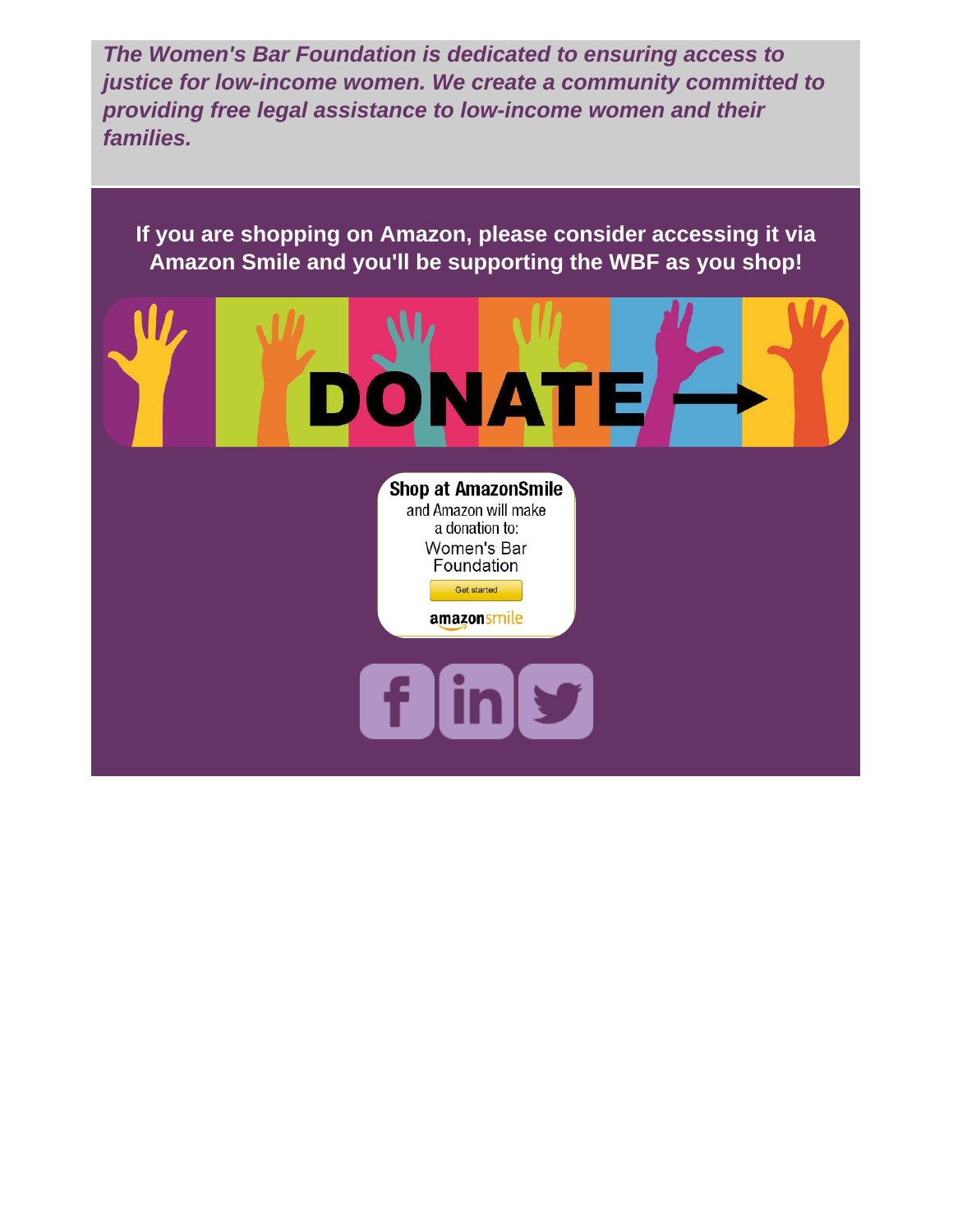***The Women's Bar Foundation is dedicated to ensuring access to justice for low-income women. We create a community committed to providing free legal assistance to low-income women and their families.***

**If you are shopping on Amazon, please consider accessing it via Amazon Smile and you'll be supporting the WBF as you shop!**

DONATE

**Shop at AmazonSmile**
and Amazon will make
a donation to:
Women's Bar
Foundation

Get started

amazonsmile